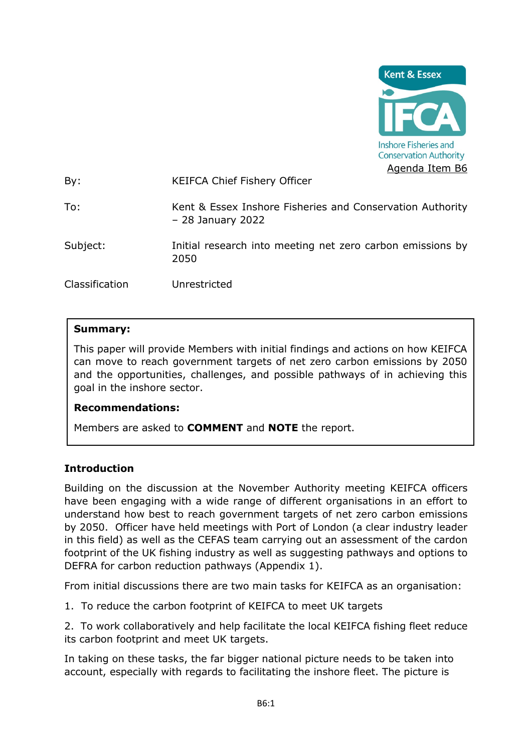Kent & Essex IFCA
Inshore Fisheries and Conservation Authority

Agenda Item B6

| | |
|---|---|
| By: | KEIFCA Chief Fishery Officer |
| To: | Kent & Essex Inshore Fisheries and Conservation Authority – 28 January 2022 |
| Subject: | Initial research into meeting net zero carbon emissions by 2050 |
| Classification | Unrestricted |

**Summary:**

This paper will provide Members with initial findings and actions on how KEIFCA can move to reach government targets of net zero carbon emissions by 2050 and the opportunities, challenges, and possible pathways of in achieving this goal in the inshore sector.

**Recommendations:**

Members are asked to **COMMENT** and **NOTE** the report.

## Introduction

Building on the discussion at the November Authority meeting KEIFCA officers have been engaging with a wide range of different organisations in an effort to understand how best to reach government targets of net zero carbon emissions by 2050. Officer have held meetings with Port of London (a clear industry leader in this field) as well as the CEFAS team carrying out an assessment of the cardon footprint of the UK fishing industry as well as suggesting pathways and options to DEFRA for carbon reduction pathways (Appendix 1).

From initial discussions there are two main tasks for KEIFCA as an organisation:

1. To reduce the carbon footprint of KEIFCA to meet UK targets

2. To work collaboratively and help facilitate the local KEIFCA fishing fleet reduce its carbon footprint and meet UK targets.

In taking on these tasks, the far bigger national picture needs to be taken into account, especially with regards to facilitating the inshore fleet. The picture is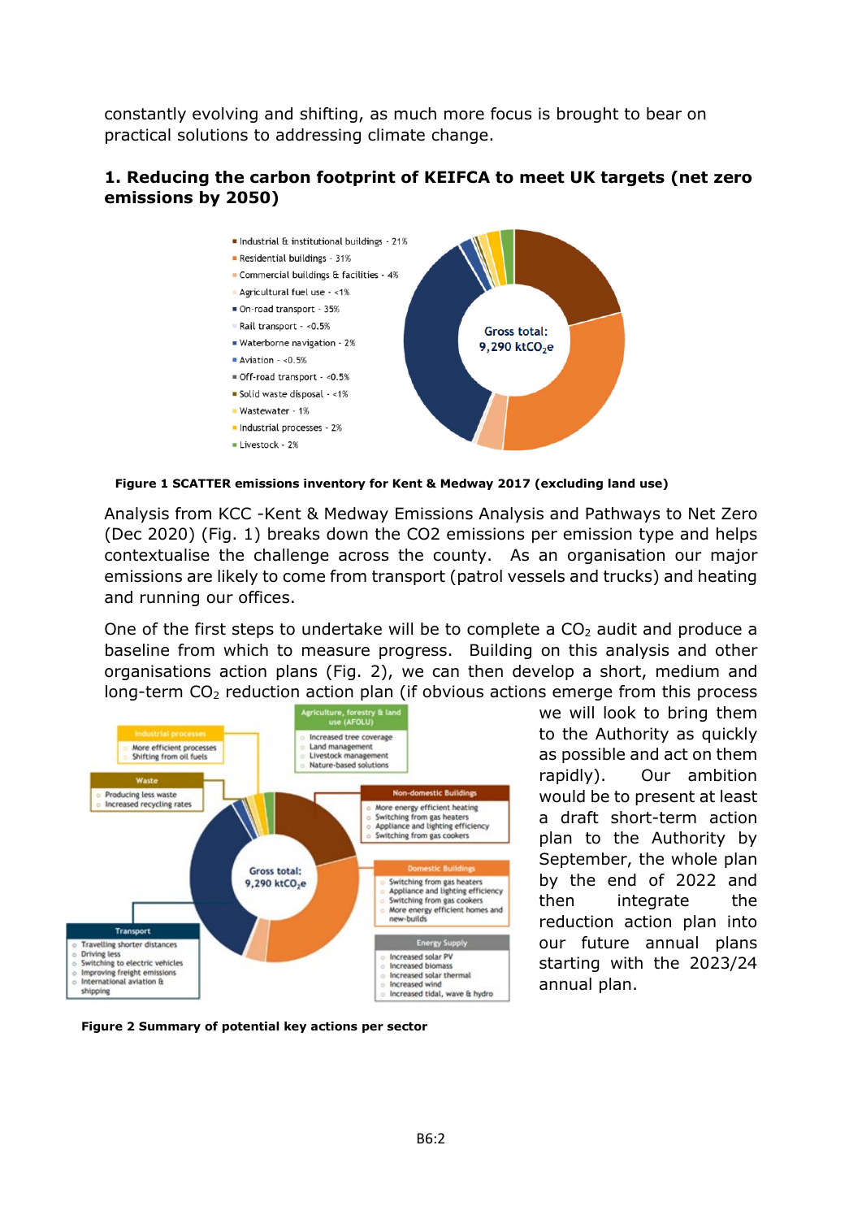constantly evolving and shifting, as much more focus is brought to bear on practical solutions to addressing climate change.

## 1. Reducing the carbon footprint of KEIFCA to meet UK targets (net zero emissions by 2050)

- Industrial & institutional buildings - 21%
- Residential buildings - 31%
- Commercial buildings & facilities - 4%
- Agricultural fuel use - <1%
- On-road transport - 35%
- Rail transport - <0.5%
- Waterborne navigation - 2%
- Aviation - <0.5%
- Off-road transport - <0.5%
- Solid waste disposal - <1%
- Wastewater - 1%
- Industrial processes - 2%
- Livestock - 2%

Gross total: 9,290 $ktCO_2e$

**Figure 1 SCATTER emissions inventory for Kent & Medway 2017 (excluding land use)**

Analysis from KCC -Kent & Medway Emissions Analysis and Pathways to Net Zero (Dec 2020) (Fig. 1) breaks down the CO2 emissions per emission type and helps contextualise the challenge across the county. As an organisation our major emissions are likely to come from transport (patrol vessels and trucks) and heating and running our offices.

One of the first steps to undertake will be to complete a $CO_2$ audit and produce a baseline from which to measure progress. Building on this analysis and other organisations action plans (Fig. 2), we can then develop a short, medium and long-term $CO_2$ reduction action plan (if obvious actions emerge from this process we will look to bring them to the Authority as quickly as possible and act on them rapidly). Our ambition would be to present at least a draft short-term action plan to the Authority by September, the whole plan by the end of 2022 and then integrate the reduction action plan into our future annual plans starting with the 2023/24 annual plan.

**Industrial processes**
- More efficient processes
- Shifting from oil fuels

**Waste**
- Producing less waste
- Increased recycling rates

**Agriculture, forestry & land use (AFOLU)**
- Increased tree coverage
- Land management
- Livestock management
- Nature-based solutions

**Non-domestic Buildings**
- More energy efficient heating
- Switching from gas heaters
- Appliance and lighting efficiency
- Switching from gas cookers

**Domestic Buildings**
- Switching from gas heaters
- Appliance and lighting efficiency
- Switching from gas cookers
- More energy efficient homes and new-builds

**Energy Supply**
- Increased solar PV
- Increased biomass
- Increased solar thermal
- Increased wind
- Increased tidal, wave & hydro

**Transport**
- Travelling shorter distances
- Driving less
- Switching to electric vehicles
- Improving freight emissions
- International aviation & shipping

Gross total: 9,290 $ktCO_2e$

**Figure 2 Summary of potential key actions per sector**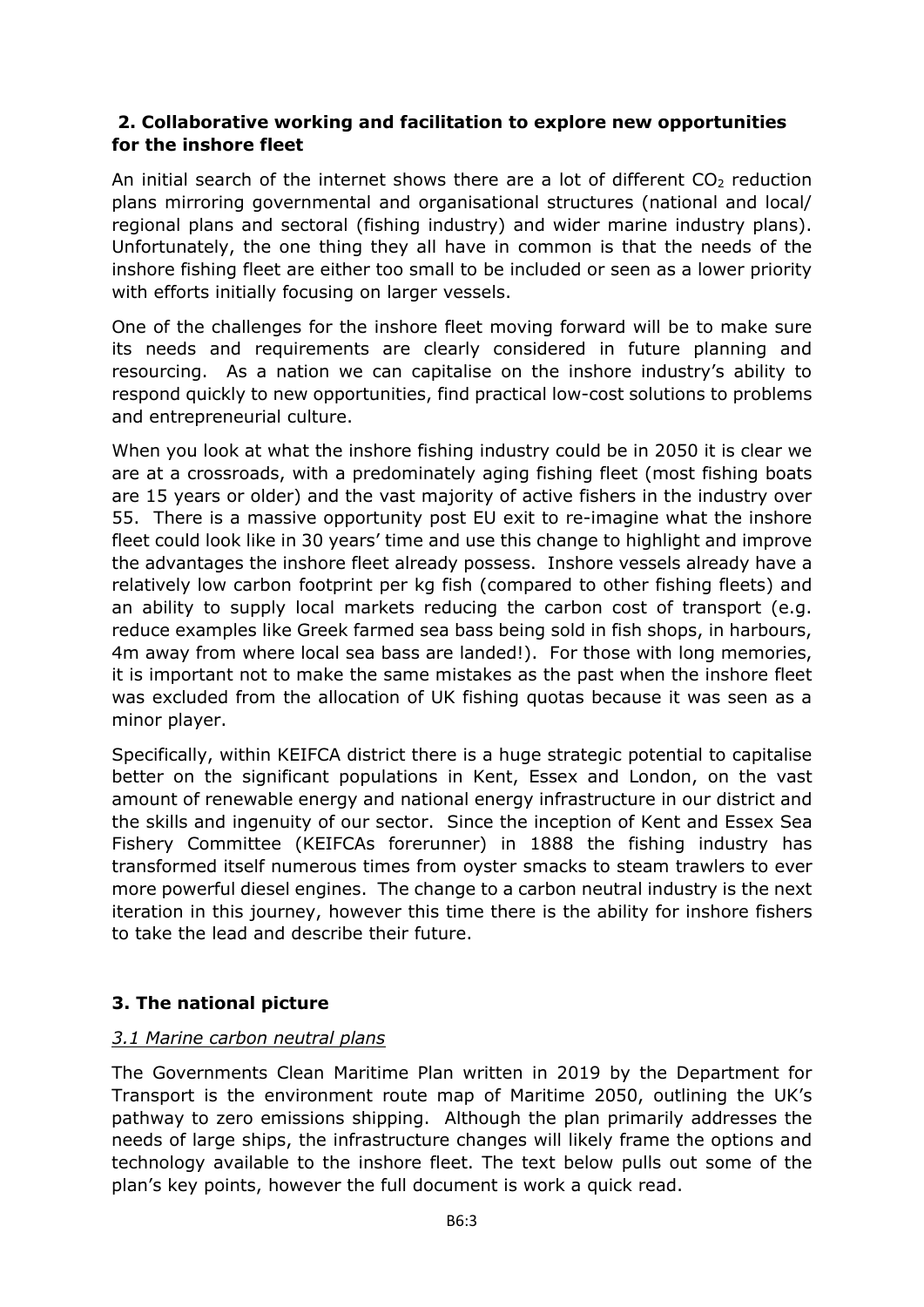## 2. Collaborative working and facilitation to explore new opportunities for the inshore fleet

An initial search of the internet shows there are a lot of different $CO_2$ reduction plans mirroring governmental and organisational structures (national and local/ regional plans and sectoral (fishing industry) and wider marine industry plans). Unfortunately, the one thing they all have in common is that the needs of the inshore fishing fleet are either too small to be included or seen as a lower priority with efforts initially focusing on larger vessels.

One of the challenges for the inshore fleet moving forward will be to make sure its needs and requirements are clearly considered in future planning and resourcing. As a nation we can capitalise on the inshore industry's ability to respond quickly to new opportunities, find practical low-cost solutions to problems and entrepreneurial culture.

When you look at what the inshore fishing industry could be in 2050 it is clear we are at a crossroads, with a predominately aging fishing fleet (most fishing boats are 15 years or older) and the vast majority of active fishers in the industry over 55. There is a massive opportunity post EU exit to re-imagine what the inshore fleet could look like in 30 years' time and use this change to highlight and improve the advantages the inshore fleet already possess. Inshore vessels already have a relatively low carbon footprint per kg fish (compared to other fishing fleets) and an ability to supply local markets reducing the carbon cost of transport (e.g. reduce examples like Greek farmed sea bass being sold in fish shops, in harbours, 4m away from where local sea bass are landed!). For those with long memories, it is important not to make the same mistakes as the past when the inshore fleet was excluded from the allocation of UK fishing quotas because it was seen as a minor player.

Specifically, within KEIFCA district there is a huge strategic potential to capitalise better on the significant populations in Kent, Essex and London, on the vast amount of renewable energy and national energy infrastructure in our district and the skills and ingenuity of our sector. Since the inception of Kent and Essex Sea Fishery Committee (KEIFCAs forerunner) in 1888 the fishing industry has transformed itself numerous times from oyster smacks to steam trawlers to ever more powerful diesel engines. The change to a carbon neutral industry is the next iteration in this journey, however this time there is the ability for inshore fishers to take the lead and describe their future.

## 3. The national picture

### *3.1 Marine carbon neutral plans*

The Governments Clean Maritime Plan written in 2019 by the Department for Transport is the environment route map of Maritime 2050, outlining the UK's pathway to zero emissions shipping. Although the plan primarily addresses the needs of large ships, the infrastructure changes will likely frame the options and technology available to the inshore fleet. The text below pulls out some of the plan's key points, however the full document is work a quick read.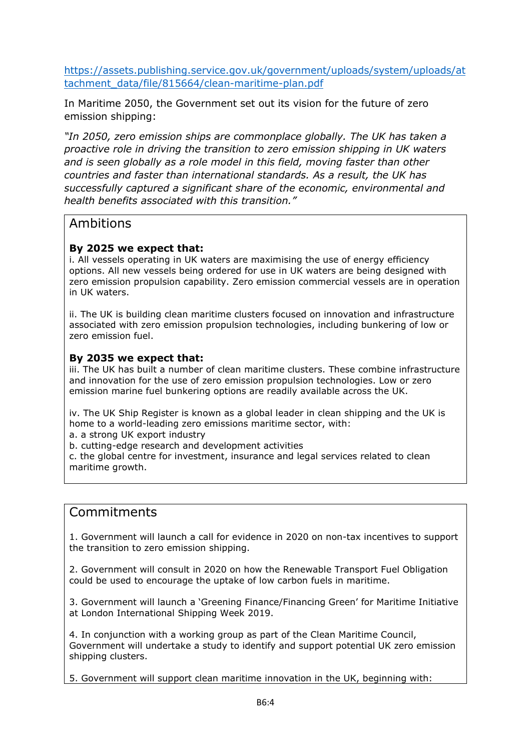https://assets.publishing.service.gov.uk/government/uploads/system/uploads/attachment_data/file/815664/clean-maritime-plan.pdf

In Maritime 2050, the Government set out its vision for the future of zero emission shipping:

*"In 2050, zero emission ships are commonplace globally. The UK has taken a proactive role in driving the transition to zero emission shipping in UK waters and is seen globally as a role model in this field, moving faster than other countries and faster than international standards. As a result, the UK has successfully captured a significant share of the economic, environmental and health benefits associated with this transition."*

## Ambitions

**By 2025 we expect that:**

i. All vessels operating in UK waters are maximising the use of energy efficiency options. All new vessels being ordered for use in UK waters are being designed with zero emission propulsion capability. Zero emission commercial vessels are in operation in UK waters.

ii. The UK is building clean maritime clusters focused on innovation and infrastructure associated with zero emission propulsion technologies, including bunkering of low or zero emission fuel.

**By 2035 we expect that:**

iii. The UK has built a number of clean maritime clusters. These combine infrastructure and innovation for the use of zero emission propulsion technologies. Low or zero emission marine fuel bunkering options are readily available across the UK.

iv. The UK Ship Register is known as a global leader in clean shipping and the UK is home to a world-leading zero emissions maritime sector, with:

a. a strong UK export industry
b. cutting-edge research and development activities
c. the global centre for investment, insurance and legal services related to clean maritime growth.

## Commitments

1. Government will launch a call for evidence in 2020 on non-tax incentives to support the transition to zero emission shipping.

2. Government will consult in 2020 on how the Renewable Transport Fuel Obligation could be used to encourage the uptake of low carbon fuels in maritime.

3. Government will launch a 'Greening Finance/Financing Green' for Maritime Initiative at London International Shipping Week 2019.

4. In conjunction with a working group as part of the Clean Maritime Council, Government will undertake a study to identify and support potential UK zero emission shipping clusters.

5. Government will support clean maritime innovation in the UK, beginning with: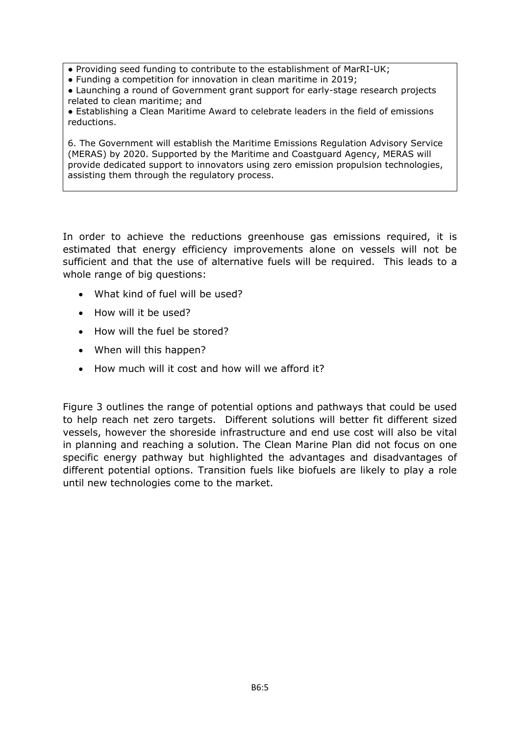- Providing seed funding to contribute to the establishment of MarRI-UK;
- Funding a competition for innovation in clean maritime in 2019;
- Launching a round of Government grant support for early-stage research projects related to clean maritime; and
- Establishing a Clean Maritime Award to celebrate leaders in the field of emissions reductions.

6. The Government will establish the Maritime Emissions Regulation Advisory Service (MERAS) by 2020. Supported by the Maritime and Coastguard Agency, MERAS will provide dedicated support to innovators using zero emission propulsion technologies, assisting them through the regulatory process.

In order to achieve the reductions greenhouse gas emissions required, it is estimated that energy efficiency improvements alone on vessels will not be sufficient and that the use of alternative fuels will be required. This leads to a whole range of big questions:

- What kind of fuel will be used?
- How will it be used?
- How will the fuel be stored?
- When will this happen?
- How much will it cost and how will we afford it?

Figure 3 outlines the range of potential options and pathways that could be used to help reach net zero targets. Different solutions will better fit different sized vessels, however the shoreside infrastructure and end use cost will also be vital in planning and reaching a solution. The Clean Marine Plan did not focus on one specific energy pathway but highlighted the advantages and disadvantages of different potential options. Transition fuels like biofuels are likely to play a role until new technologies come to the market.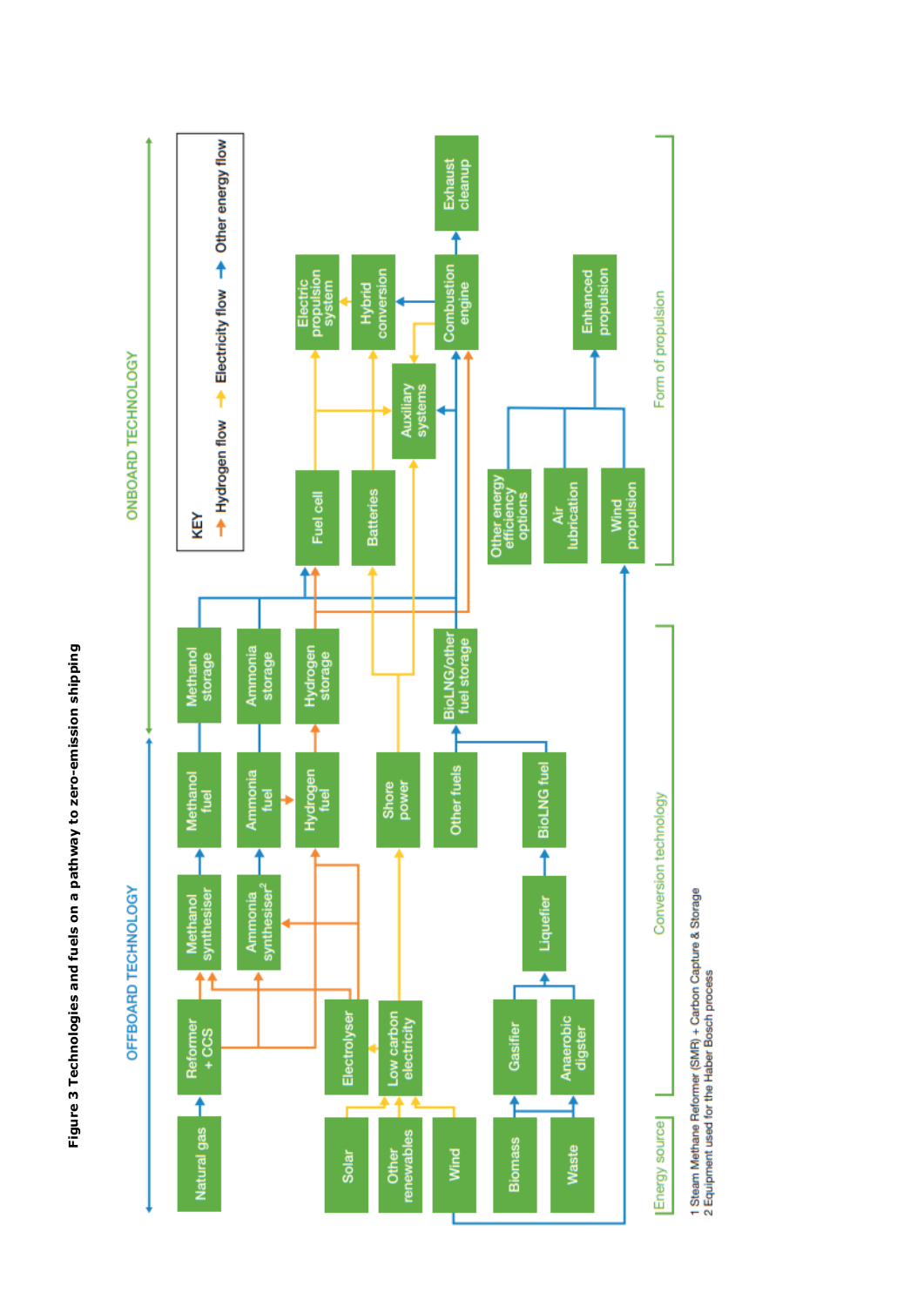**Figure 3 Technologies and fuels on a pathway to zero-emission shipping**

OFFBOARD TECHNOLOGY

ONBOARD TECHNOLOGY

KEY
- Hydrogen flow
- Electricity flow
- Other energy flow

Natural gas

Reformer + CCS[1]

Methanol synthesiser

Ammonia synthesiser[2]

Methanol fuel

Ammonia fuel

Hydrogen fuel

Methanol storage

Ammonia storage

Hydrogen storage

Solar

Other renewables

Wind

Electrolyser

Low carbon electricity

Shore power

Biomass

Waste

Gasifier

Anaerobic digster

Liquefier

BioLNG fuel

Other fuels

BioLNG/other fuel storage

Fuel cell

Batteries

Auxiliary systems

Electric propulsion system

Hybrid conversion

Combustion engine

Exhaust cleanup

Other energy efficiency options

Air lubrication

Wind propulsion

Enhanced propulsion

Energy source

Conversion technology

Form of propulsion

1 Steam Methane Reformer (SMR) + Carbon Capture & Storage
2 Equipment used for the Haber Bosch process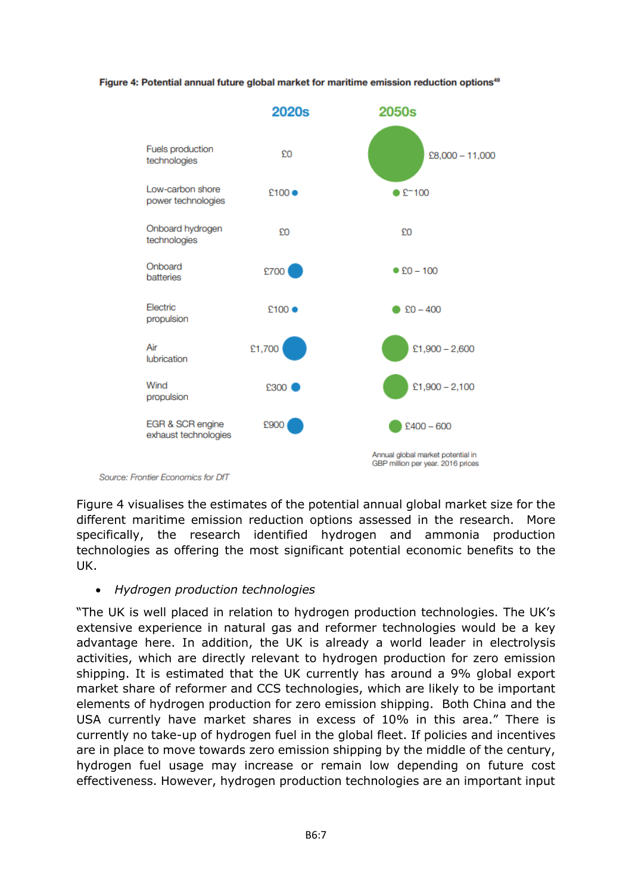**Figure 4: Potential annual future global market for maritime emission reduction options**[49]

| | 2020s | 2050s |
|---|---|---|
| Fuels production technologies | £0 | £8,000 – 11,000 |
| Low-carbon shore power technologies | £100 | £~100 |
| Onboard hydrogen technologies | £0 | £0 |
| Onboard batteries | £700 | £0 – 100 |
| Electric propulsion | £100 | £0 – 400 |
| Air lubrication | £1,700 | £1,900 – 2,600 |
| Wind propulsion | £300 | £1,900 – 2,100 |
| EGR & SCR engine exhaust technologies | £900 | £400 – 600 |

Annual global market potential in GBP million per year. 2016 prices

*Source: Frontier Economics for DfT*

Figure 4 visualises the estimates of the potential annual global market size for the different maritime emission reduction options assessed in the research. More specifically, the research identified hydrogen and ammonia production technologies as offering the most significant potential economic benefits to the UK.

- *Hydrogen production technologies*

"The UK is well placed in relation to hydrogen production technologies. The UK's extensive experience in natural gas and reformer technologies would be a key advantage here. In addition, the UK is already a world leader in electrolysis activities, which are directly relevant to hydrogen production for zero emission shipping. It is estimated that the UK currently has around a 9% global export market share of reformer and CCS technologies, which are likely to be important elements of hydrogen production for zero emission shipping. Both China and the USA currently have market shares in excess of 10% in this area." There is currently no take-up of hydrogen fuel in the global fleet. If policies and incentives are in place to move towards zero emission shipping by the middle of the century, hydrogen fuel usage may increase or remain low depending on future cost effectiveness. However, hydrogen production technologies are an important input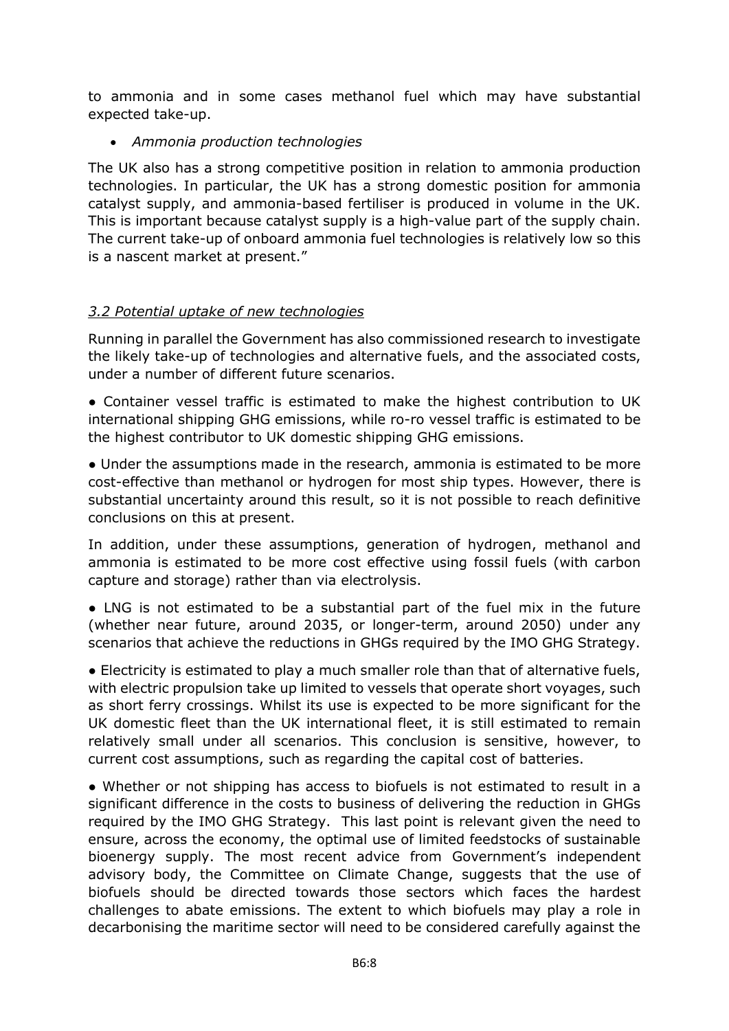to ammonia and in some cases methanol fuel which may have substantial expected take-up.

- *Ammonia production technologies*

The UK also has a strong competitive position in relation to ammonia production technologies. In particular, the UK has a strong domestic position for ammonia catalyst supply, and ammonia-based fertiliser is produced in volume in the UK. This is important because catalyst supply is a high-value part of the supply chain. The current take-up of onboard ammonia fuel technologies is relatively low so this is a nascent market at present."

*3.2 Potential uptake of new technologies*

Running in parallel the Government has also commissioned research to investigate the likely take-up of technologies and alternative fuels, and the associated costs, under a number of different future scenarios.

● Container vessel traffic is estimated to make the highest contribution to UK international shipping GHG emissions, while ro-ro vessel traffic is estimated to be the highest contributor to UK domestic shipping GHG emissions.

● Under the assumptions made in the research, ammonia is estimated to be more cost-effective than methanol or hydrogen for most ship types. However, there is substantial uncertainty around this result, so it is not possible to reach definitive conclusions on this at present.

In addition, under these assumptions, generation of hydrogen, methanol and ammonia is estimated to be more cost effective using fossil fuels (with carbon capture and storage) rather than via electrolysis.

● LNG is not estimated to be a substantial part of the fuel mix in the future (whether near future, around 2035, or longer-term, around 2050) under any scenarios that achieve the reductions in GHGs required by the IMO GHG Strategy.

● Electricity is estimated to play a much smaller role than that of alternative fuels, with electric propulsion take up limited to vessels that operate short voyages, such as short ferry crossings. Whilst its use is expected to be more significant for the UK domestic fleet than the UK international fleet, it is still estimated to remain relatively small under all scenarios. This conclusion is sensitive, however, to current cost assumptions, such as regarding the capital cost of batteries.

● Whether or not shipping has access to biofuels is not estimated to result in a significant difference in the costs to business of delivering the reduction in GHGs required by the IMO GHG Strategy. This last point is relevant given the need to ensure, across the economy, the optimal use of limited feedstocks of sustainable bioenergy supply. The most recent advice from Government's independent advisory body, the Committee on Climate Change, suggests that the use of biofuels should be directed towards those sectors which faces the hardest challenges to abate emissions. The extent to which biofuels may play a role in decarbonising the maritime sector will need to be considered carefully against the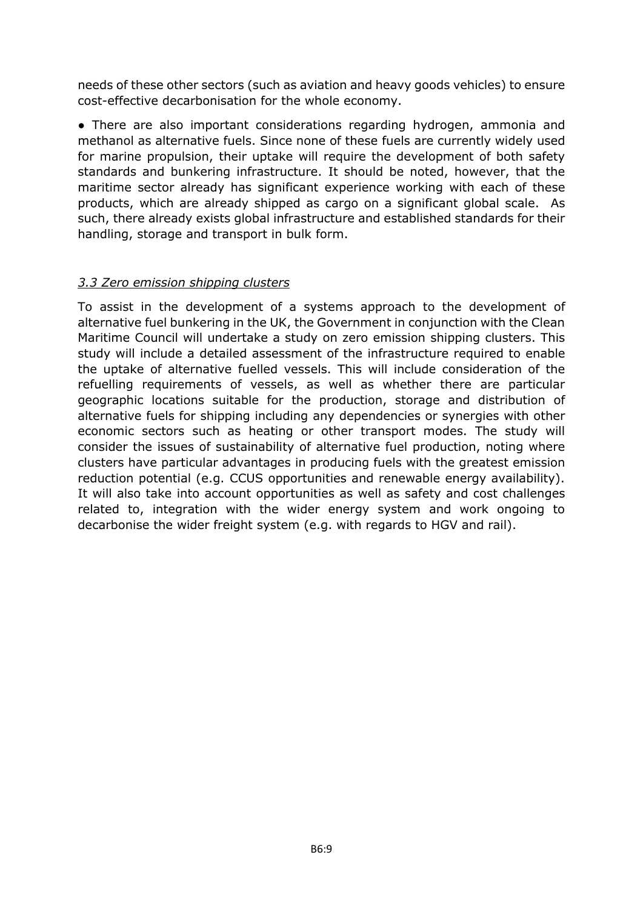needs of these other sectors (such as aviation and heavy goods vehicles) to ensure cost-effective decarbonisation for the whole economy.

- There are also important considerations regarding hydrogen, ammonia and methanol as alternative fuels. Since none of these fuels are currently widely used for marine propulsion, their uptake will require the development of both safety standards and bunkering infrastructure. It should be noted, however, that the maritime sector already has significant experience working with each of these products, which are already shipped as cargo on a significant global scale. As such, there already exists global infrastructure and established standards for their handling, storage and transport in bulk form.

### *3.3 Zero emission shipping clusters*

To assist in the development of a systems approach to the development of alternative fuel bunkering in the UK, the Government in conjunction with the Clean Maritime Council will undertake a study on zero emission shipping clusters. This study will include a detailed assessment of the infrastructure required to enable the uptake of alternative fuelled vessels. This will include consideration of the refuelling requirements of vessels, as well as whether there are particular geographic locations suitable for the production, storage and distribution of alternative fuels for shipping including any dependencies or synergies with other economic sectors such as heating or other transport modes. The study will consider the issues of sustainability of alternative fuel production, noting where clusters have particular advantages in producing fuels with the greatest emission reduction potential (e.g. CCUS opportunities and renewable energy availability). It will also take into account opportunities as well as safety and cost challenges related to, integration with the wider energy system and work ongoing to decarbonise the wider freight system (e.g. with regards to HGV and rail).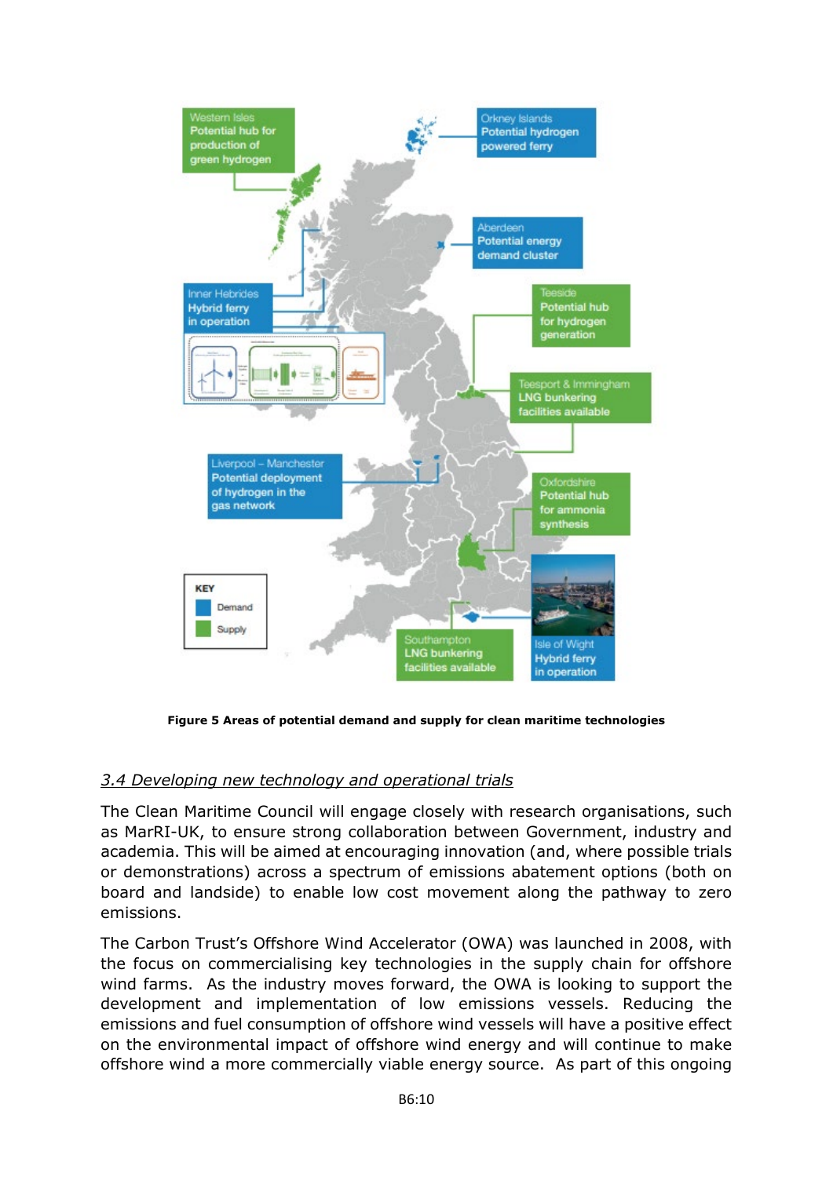**Figure 5 Areas of potential demand and supply for clean maritime technologies**

### *3.4 Developing new technology and operational trials*

The Clean Maritime Council will engage closely with research organisations, such as MarRI-UK, to ensure strong collaboration between Government, industry and academia. This will be aimed at encouraging innovation (and, where possible trials or demonstrations) across a spectrum of emissions abatement options (both on board and landside) to enable low cost movement along the pathway to zero emissions.

The Carbon Trust's Offshore Wind Accelerator (OWA) was launched in 2008, with the focus on commercialising key technologies in the supply chain for offshore wind farms. As the industry moves forward, the OWA is looking to support the development and implementation of low emissions vessels. Reducing the emissions and fuel consumption of offshore wind vessels will have a positive effect on the environmental impact of offshore wind energy and will continue to make offshore wind a more commercially viable energy source. As part of this ongoing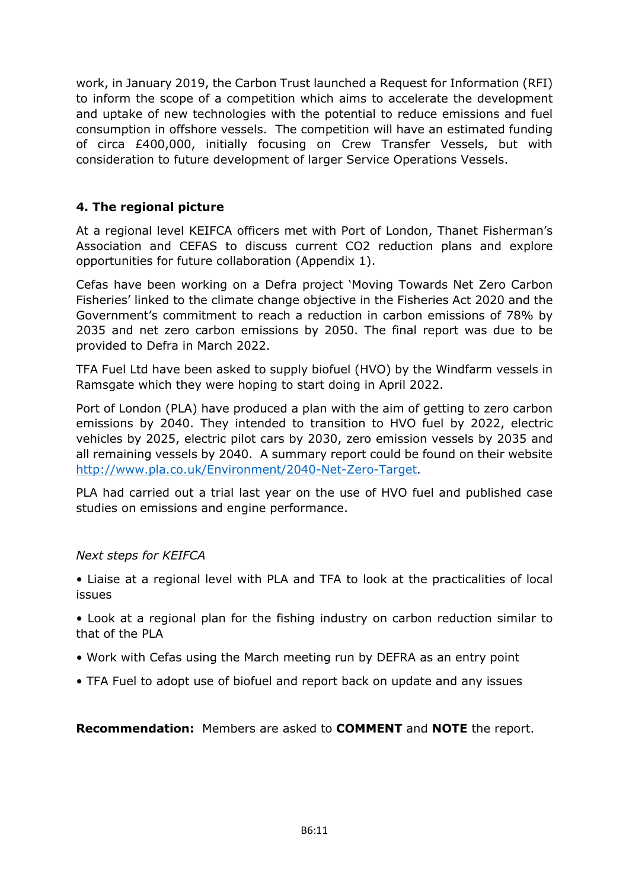work, in January 2019, the Carbon Trust launched a Request for Information (RFI) to inform the scope of a competition which aims to accelerate the development and uptake of new technologies with the potential to reduce emissions and fuel consumption in offshore vessels. The competition will have an estimated funding of circa £400,000, initially focusing on Crew Transfer Vessels, but with consideration to future development of larger Service Operations Vessels.

## 4. The regional picture

At a regional level KEIFCA officers met with Port of London, Thanet Fisherman's Association and CEFAS to discuss current $CO_2$ reduction plans and explore opportunities for future collaboration (Appendix 1).

Cefas have been working on a Defra project 'Moving Towards Net Zero Carbon Fisheries' linked to the climate change objective in the Fisheries Act 2020 and the Government's commitment to reach a reduction in carbon emissions of 78% by 2035 and net zero carbon emissions by 2050. The final report was due to be provided to Defra in March 2022.

TFA Fuel Ltd have been asked to supply biofuel (HVO) by the Windfarm vessels in Ramsgate which they were hoping to start doing in April 2022.

Port of London (PLA) have produced a plan with the aim of getting to zero carbon emissions by 2040. They intended to transition to HVO fuel by 2022, electric vehicles by 2025, electric pilot cars by 2030, zero emission vessels by 2035 and all remaining vessels by 2040. A summary report could be found on their website [http://www.pla.co.uk/Environment/2040-Net-Zero-Target](http://www.pla.co.uk/Environment/2040-Net-Zero-Target).

PLA had carried out a trial last year on the use of HVO fuel and published case studies on emissions and engine performance.

*Next steps for KEIFCA*

- Liaise at a regional level with PLA and TFA to look at the practicalities of local issues
- Look at a regional plan for the fishing industry on carbon reduction similar to that of the PLA
- Work with Cefas using the March meeting run by DEFRA as an entry point
- TFA Fuel to adopt use of biofuel and report back on update and any issues

**Recommendation:** Members are asked to **COMMENT** and **NOTE** the report.